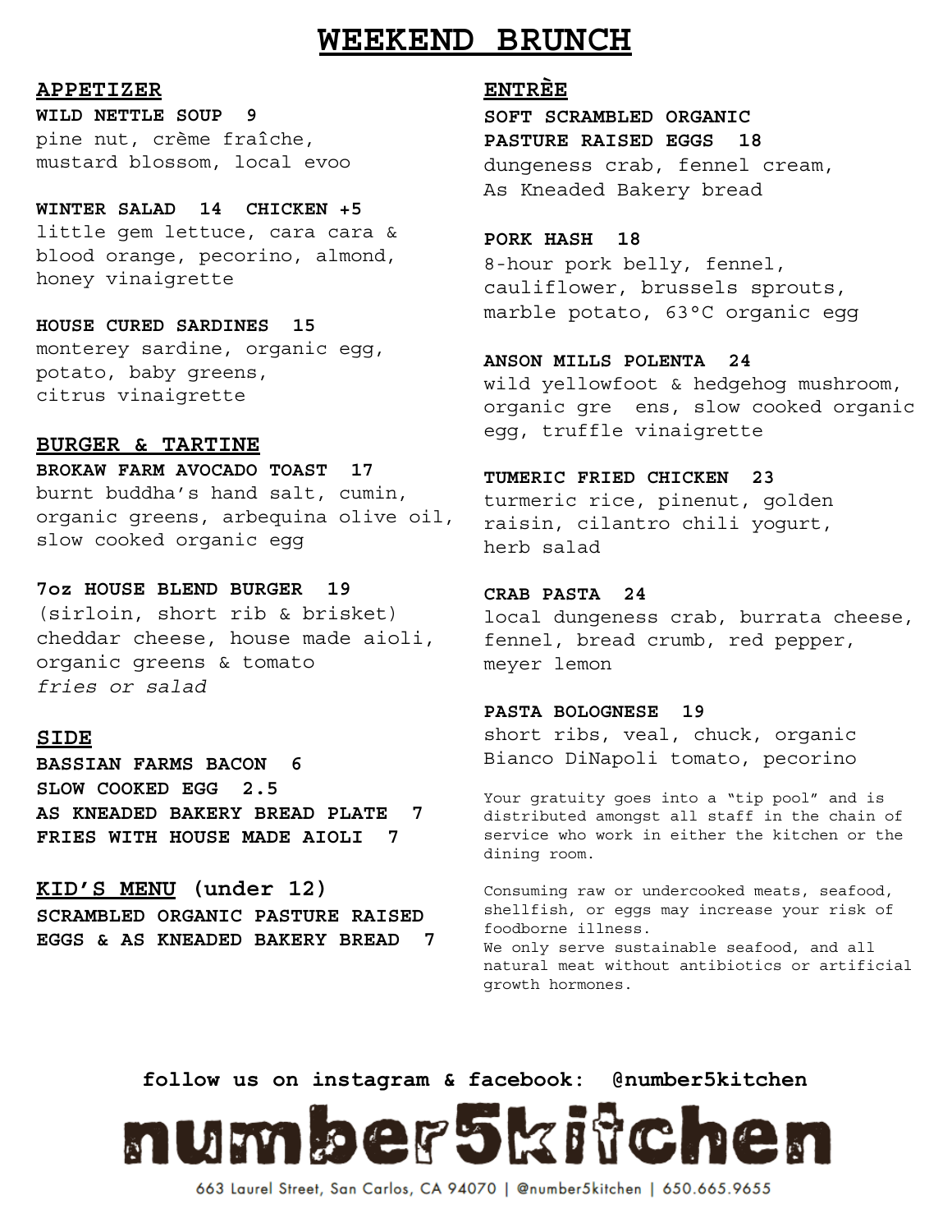# WEEKEND BRUNCH

## APPETIZER

**WILD NETTLE SOUP 9**
pine nut, crème fraîche, mustard blossom, local evoo

**WINTER SALAD 14 CHICKEN +5**
little gem lettuce, cara cara & blood orange, pecorino, almond, honey vinaigrette

**HOUSE CURED SARDINES 15**
monterey sardine, organic egg, potato, baby greens, citrus vinaigrette

## BURGER & TARTINE

**BROKAW FARM AVOCADO TOAST 17**
burnt buddha's hand salt, cumin, organic greens, arbequina olive oil, slow cooked organic egg

**7oz HOUSE BLEND BURGER 19**
(sirloin, short rib & brisket) cheddar cheese, house made aioli, organic greens & tomato
*fries or salad*

## SIDE

**BASSIAN FARMS BACON 6**
**SLOW COOKED EGG 2.5**
**AS KNEADED BAKERY BREAD PLATE 7**
**FRIES WITH HOUSE MADE AIOLI 7**

## KID'S MENU (under 12)

**SCRAMBLED ORGANIC PASTURE RAISED EGGS & AS KNEADED BAKERY BREAD 7**

## ENTRÈE

**SOFT SCRAMBLED ORGANIC PASTURE RAISED EGGS 18**
dungeness crab, fennel cream, As Kneaded Bakery bread

**PORK HASH 18**
8-hour pork belly, fennel, cauliflower, brussels sprouts, marble potato, 63°C organic egg

**ANSON MILLS POLENTA 24**
wild yellowfoot & hedgehog mushroom, organic gre ens, slow cooked organic egg, truffle vinaigrette

**TUMERIC FRIED CHICKEN 23**
turmeric rice, pinenut, golden raisin, cilantro chili yogurt, herb salad

**CRAB PASTA 24**
local dungeness crab, burrata cheese, fennel, bread crumb, red pepper, meyer lemon

**PASTA BOLOGNESE 19**
short ribs, veal, chuck, organic Bianco DiNapoli tomato, pecorino

Your gratuity goes into a "tip pool" and is distributed amongst all staff in the chain of service who work in either the kitchen or the dining room.

Consuming raw or undercooked meats, seafood, shellfish, or eggs may increase your risk of foodborne illness.
We only serve sustainable seafood, and all natural meat without antibiotics or artificial growth hormones.

**follow us on instagram & facebook: @number5kitchen**

**number5kitchen**

663 Laurel Street, San Carlos, CA 94070 | @number5kitchen | 650.665.9655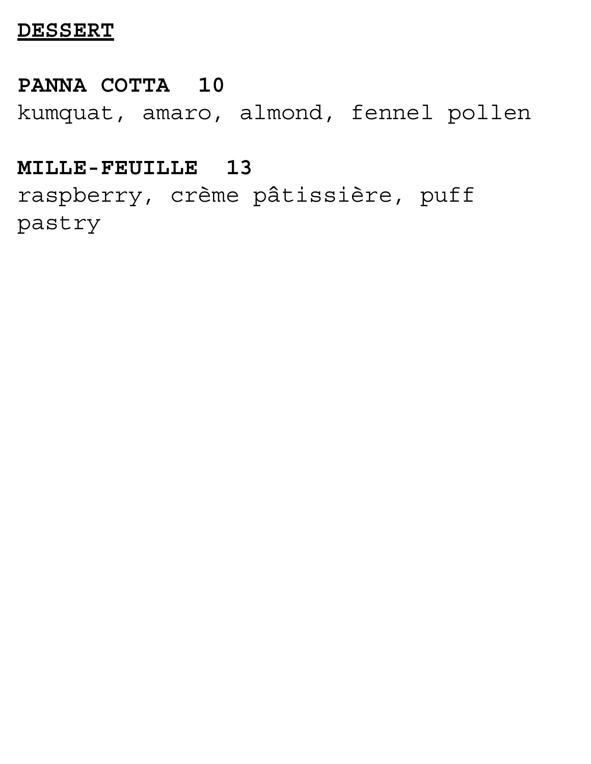**<u>DESSERT</u>**

**PANNA COTTA  10**
kumquat, amaro, almond, fennel pollen

**MILLE-FEUILLE  13**
raspberry, crème pâtissière, puff pastry